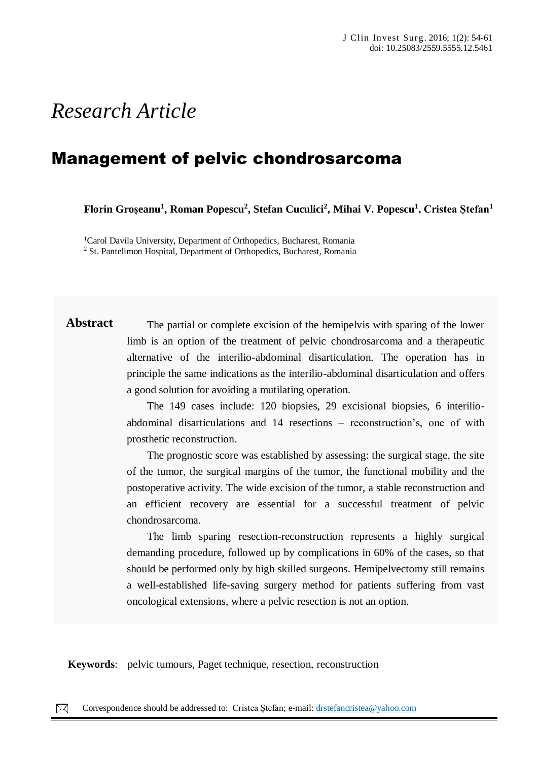*Research Article*

# Management of pelvic chondrosarcoma

**Florin Groșeanu[1], Roman Popescu[2], Stefan Cuculici[2], Mihai V. Popescu[1], Cristea Ștefan[1]**

[1]Carol Davila University, Department of Orthopedics, Bucharest, Romania
[2] St. Pantelimon Hospital, Department of Orthopedics, Bucharest, Romania

**Abstract**

The partial or complete excision of the hemipelvis with sparing of the lower limb is an option of the treatment of pelvic chondrosarcoma and a therapeutic alternative of the interilio-abdominal disarticulation. The operation has in principle the same indications as the interilio-abdominal disarticulation and offers a good solution for avoiding a mutilating operation.

The 149 cases include: 120 biopsies, 29 excisional biopsies, 6 interilio-abdominal disarticulations and 14 resections – reconstruction's, one of with prosthetic reconstruction.

The prognostic score was established by assessing: the surgical stage, the site of the tumor, the surgical margins of the tumor, the functional mobility and the postoperative activity. The wide excision of the tumor, a stable reconstruction and an efficient recovery are essential for a successful treatment of pelvic chondrosarcoma.

The limb sparing resection-reconstruction represents a highly surgical demanding procedure, followed up by complications in 60% of the cases, so that should be performed only by high skilled surgeons. Hemipelvectomy still remains a well-established life-saving surgery method for patients suffering from vast oncological extensions, where a pelvic resection is not an option.

**Keywords**: pelvic tumours, Paget technique, resection, reconstruction

Correspondence should be addressed to: Cristea Ștefan; e-mail: drstefancristea@yahoo.com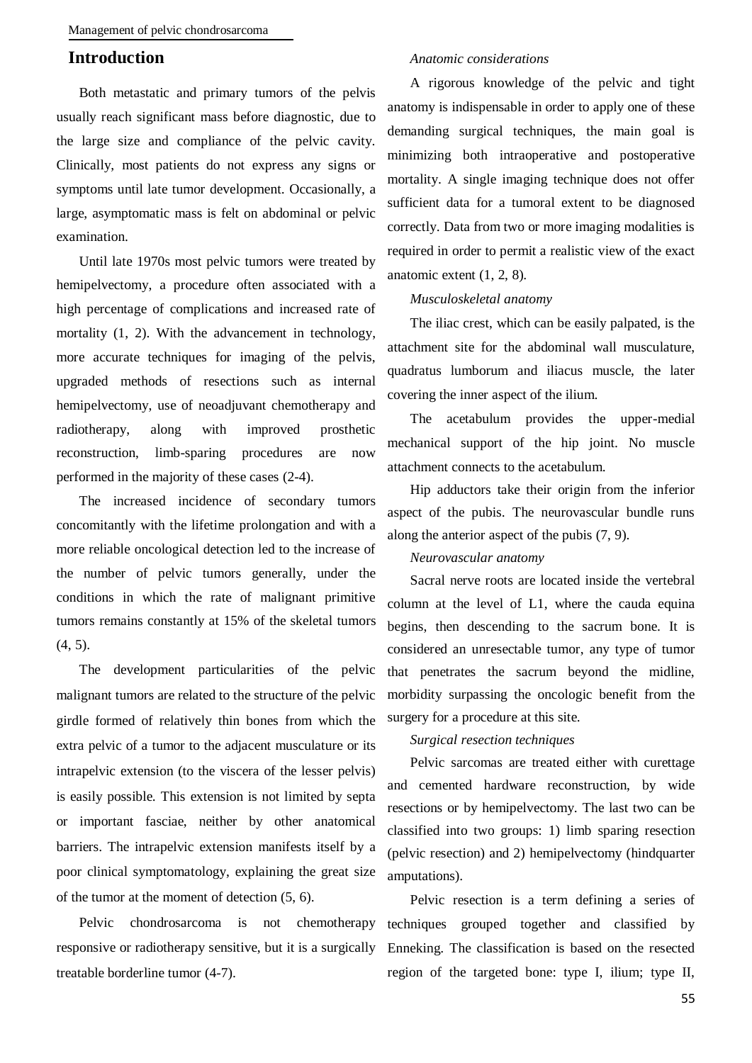## Introduction

Both metastatic and primary tumors of the pelvis usually reach significant mass before diagnostic, due to the large size and compliance of the pelvic cavity. Clinically, most patients do not express any signs or symptoms until late tumor development. Occasionally, a large, asymptomatic mass is felt on abdominal or pelvic examination.

Until late 1970s most pelvic tumors were treated by hemipelvectomy, a procedure often associated with a high percentage of complications and increased rate of mortality (1, 2). With the advancement in technology, more accurate techniques for imaging of the pelvis, upgraded methods of resections such as internal hemipelvectomy, use of neoadjuvant chemotherapy and radiotherapy, along with improved prosthetic reconstruction, limb-sparing procedures are now performed in the majority of these cases (2-4).

The increased incidence of secondary tumors concomitantly with the lifetime prolongation and with a more reliable oncological detection led to the increase of the number of pelvic tumors generally, under the conditions in which the rate of malignant primitive tumors remains constantly at 15% of the skeletal tumors (4, 5).

The development particularities of the pelvic malignant tumors are related to the structure of the pelvic girdle formed of relatively thin bones from which the extra pelvic of a tumor to the adjacent musculature or its intrapelvic extension (to the viscera of the lesser pelvis) is easily possible. This extension is not limited by septa or important fasciae, neither by other anatomical barriers. The intrapelvic extension manifests itself by a poor clinical symptomatology, explaining the great size of the tumor at the moment of detection (5, 6).

Pelvic chondrosarcoma is not chemotherapy responsive or radiotherapy sensitive, but it is a surgically treatable borderline tumor (4-7).

*Anatomic considerations*

A rigorous knowledge of the pelvic and tight anatomy is indispensable in order to apply one of these demanding surgical techniques, the main goal is minimizing both intraoperative and postoperative mortality. A single imaging technique does not offer sufficient data for a tumoral extent to be diagnosed correctly. Data from two or more imaging modalities is required in order to permit a realistic view of the exact anatomic extent (1, 2, 8).

*Musculoskeletal anatomy*

The iliac crest, which can be easily palpated, is the attachment site for the abdominal wall musculature, quadratus lumborum and iliacus muscle, the later covering the inner aspect of the ilium.

The acetabulum provides the upper-medial mechanical support of the hip joint. No muscle attachment connects to the acetabulum.

Hip adductors take their origin from the inferior aspect of the pubis. The neurovascular bundle runs along the anterior aspect of the pubis (7, 9).

*Neurovascular anatomy*

Sacral nerve roots are located inside the vertebral column at the level of L1, where the cauda equina begins, then descending to the sacrum bone. It is considered an unresectable tumor, any type of tumor that penetrates the sacrum beyond the midline, morbidity surpassing the oncologic benefit from the surgery for a procedure at this site.

*Surgical resection techniques*

Pelvic sarcomas are treated either with curettage and cemented hardware reconstruction, by wide resections or by hemipelvectomy. The last two can be classified into two groups: 1) limb sparing resection (pelvic resection) and 2) hemipelvectomy (hindquarter amputations).

Pelvic resection is a term defining a series of techniques grouped together and classified by Enneking. The classification is based on the resected region of the targeted bone: type I, ilium; type II,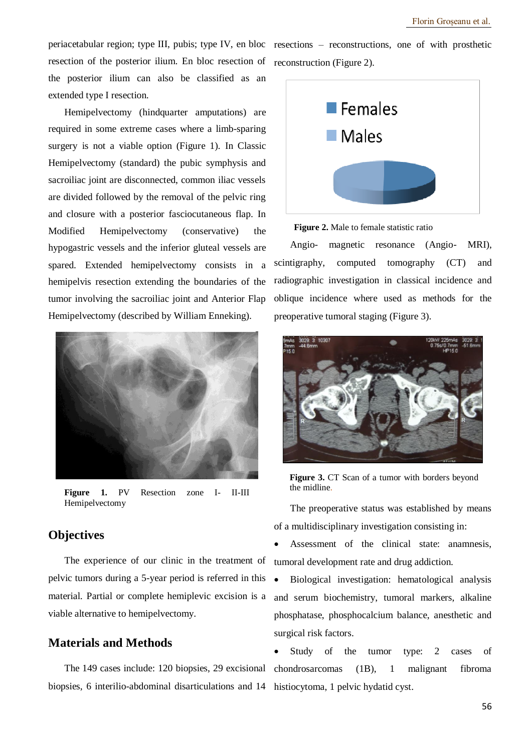periacetabular region; type III, pubis; type IV, en bloc resection of the posterior ilium. En bloc resection of the posterior ilium can also be classified as an extended type I resection.

Hemipelvectomy (hindquarter amputations) are required in some extreme cases where a limb-sparing surgery is not a viable option (Figure 1). In Classic Hemipelvectomy (standard) the pubic symphysis and sacroiliac joint are disconnected, common iliac vessels are divided followed by the removal of the pelvic ring and closure with a posterior fasciocutaneous flap. In Modified Hemipelvectomy (conservative) the hypogastric vessels and the inferior gluteal vessels are spared. Extended hemipelvectomy consists in a hemipelvis resection extending the boundaries of the tumor involving the sacroiliac joint and Anterior Flap Hemipelvectomy (described by William Enneking).

**Figure 1.** PV Resection zone I- II-III Hemipelvectomy

## Objectives

The experience of our clinic in the treatment of pelvic tumors during a 5-year period is referred in this material. Partial or complete hemiplevic excision is a viable alternative to hemipelvectomy.

## Materials and Methods

The 149 cases include: 120 biopsies, 29 excisional biopsies, 6 interilio-abdominal disarticulations and 14 resections – reconstructions, one of with prosthetic reconstruction (Figure 2).

**Figure 2.** Male to female statistic ratio

Angio- magnetic resonance (Angio- MRI), scintigraphy, computed tomography (CT) and radiographic investigation in classical incidence and oblique incidence where used as methods for the preoperative tumoral staging (Figure 3).

**Figure 3.** CT Scan of a tumor with borders beyond the midline.

The preoperative status was established by means of a multidisciplinary investigation consisting in:

- Assessment of the clinical state: anamnesis, tumoral development rate and drug addiction.
- Biological investigation: hematological analysis and serum biochemistry, tumoral markers, alkaline phosphatase, phosphocalcium balance, anesthetic and surgical risk factors.
- Study of the tumor type: 2 cases of chondrosarcomas (1B), 1 malignant fibroma histiocytoma, 1 pelvic hydatid cyst.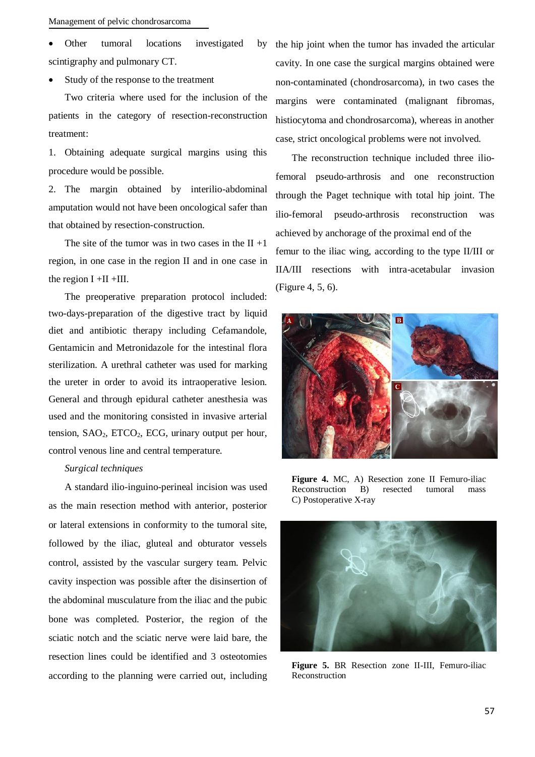- Other tumoral locations investigated by scintigraphy and pulmonary CT.
- Study of the response to the treatment

Two criteria where used for the inclusion of the patients in the category of resection-reconstruction treatment:

1. Obtaining adequate surgical margins using this procedure would be possible.
2. The margin obtained by interilio-abdominal amputation would not have been oncological safer than that obtained by resection-construction.

The site of the tumor was in two cases in the II +1 region, in one case in the region II and in one case in the region I +II +III.

The preoperative preparation protocol included: two-days-preparation of the digestive tract by liquid diet and antibiotic therapy including Cefamandole, Gentamicin and Metronidazole for the intestinal flora sterilization. A urethral catheter was used for marking the ureter in order to avoid its intraoperative lesion. General and through epidural catheter anesthesia was used and the monitoring consisted in invasive arterial tension, $SAO_2$, $ETCO_2$, ECG, urinary output per hour, control venous line and central temperature.

*Surgical techniques*

A standard ilio-inguino-perineal incision was used as the main resection method with anterior, posterior or lateral extensions in conformity to the tumoral site, followed by the iliac, gluteal and obturator vessels control, assisted by the vascular surgery team. Pelvic cavity inspection was possible after the disinsertion of the abdominal musculature from the iliac and the pubic bone was completed. Posterior, the region of the sciatic notch and the sciatic nerve were laid bare, the resection lines could be identified and 3 osteotomies according to the planning were carried out, including the hip joint when the tumor has invaded the articular cavity. In one case the surgical margins obtained were non-contaminated (chondrosarcoma), in two cases the margins were contaminated (malignant fibromas, histiocytoma and chondrosarcoma), whereas in another case, strict oncological problems were not involved.

The reconstruction technique included three ilio-femoral pseudo-arthrosis and one reconstruction through the Paget technique with total hip joint. The ilio-femoral pseudo-arthrosis reconstruction was achieved by anchorage of the proximal end of the femur to the iliac wing, according to the type II/III or IIA/III resections with intra-acetabular invasion (Figure 4, 5, 6).

**Figure 4.** MC, A) Resection zone II Femuro-iliac Reconstruction B) resected tumoral mass C) Postoperative X-ray

**Figure 5.** BR Resection zone II-III, Femuro-iliac Reconstruction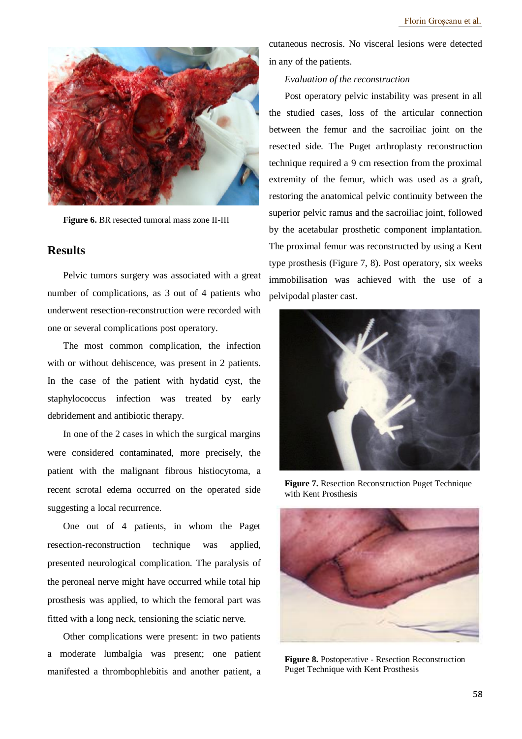Figure 6. BR resected tumoral mass zone II-III

## Results

Pelvic tumors surgery was associated with a great number of complications, as 3 out of 4 patients who underwent resection-reconstruction were recorded with one or several complications post operatory.

The most common complication, the infection with or without dehiscence, was present in 2 patients. In the case of the patient with hydatid cyst, the staphylococcus infection was treated by early debridement and antibiotic therapy.

In one of the 2 cases in which the surgical margins were considered contaminated, more precisely, the patient with the malignant fibrous histiocytoma, a recent scrotal edema occurred on the operated side suggesting a local recurrence.

One out of 4 patients, in whom the Paget resection-reconstruction technique was applied, presented neurological complication. The paralysis of the peroneal nerve might have occurred while total hip prosthesis was applied, to which the femoral part was fitted with a long neck, tensioning the sciatic nerve.

Other complications were present: in two patients a moderate lumbalgia was present; one patient manifested a thrombophlebitis and another patient, a cutaneous necrosis. No visceral lesions were detected in any of the patients.

*Evaluation of the reconstruction*

Post operatory pelvic instability was present in all the studied cases, loss of the articular connection between the femur and the sacroiliac joint on the resected side. The Puget arthroplasty reconstruction technique required a 9 cm resection from the proximal extremity of the femur, which was used as a graft, restoring the anatomical pelvic continuity between the superior pelvic ramus and the sacroiliac joint, followed by the acetabular prosthetic component implantation. The proximal femur was reconstructed by using a Kent type prosthesis (Figure 7, 8). Post operatory, six weeks immobilisation was achieved with the use of a pelvipodal plaster cast.

**Figure 7.** Resection Reconstruction Puget Technique with Kent Prosthesis

**Figure 8.** Postoperative - Resection Reconstruction Puget Technique with Kent Prosthesis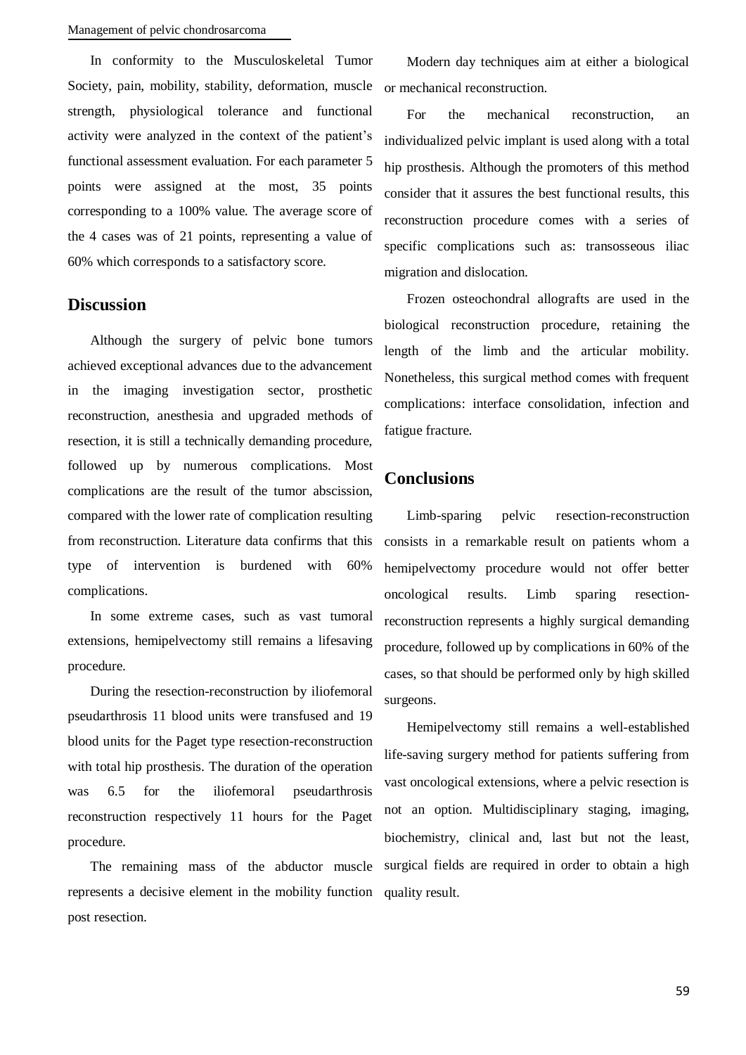In conformity to the Musculoskeletal Tumor Society, pain, mobility, stability, deformation, muscle strength, physiological tolerance and functional activity were analyzed in the context of the patient's functional assessment evaluation. For each parameter 5 points were assigned at the most, 35 points corresponding to a 100% value. The average score of the 4 cases was of 21 points, representing a value of 60% which corresponds to a satisfactory score.

## Discussion

Although the surgery of pelvic bone tumors achieved exceptional advances due to the advancement in the imaging investigation sector, prosthetic reconstruction, anesthesia and upgraded methods of resection, it is still a technically demanding procedure, followed up by numerous complications. Most complications are the result of the tumor abscission, compared with the lower rate of complication resulting from reconstruction. Literature data confirms that this type of intervention is burdened with 60% complications.

In some extreme cases, such as vast tumoral extensions, hemipelvectomy still remains a lifesaving procedure.

During the resection-reconstruction by iliofemoral pseudarthrosis 11 blood units were transfused and 19 blood units for the Paget type resection-reconstruction with total hip prosthesis. The duration of the operation was 6.5 for the iliofemoral pseudarthrosis reconstruction respectively 11 hours for the Paget procedure.

The remaining mass of the abductor muscle represents a decisive element in the mobility function post resection.

Modern day techniques aim at either a biological or mechanical reconstruction.

For the mechanical reconstruction, an individualized pelvic implant is used along with a total hip prosthesis. Although the promoters of this method consider that it assures the best functional results, this reconstruction procedure comes with a series of specific complications such as: transosseous iliac migration and dislocation.

Frozen osteochondral allografts are used in the biological reconstruction procedure, retaining the length of the limb and the articular mobility. Nonetheless, this surgical method comes with frequent complications: interface consolidation, infection and fatigue fracture.

## Conclusions

Limb-sparing pelvic resection-reconstruction consists in a remarkable result on patients whom a hemipelvectomy procedure would not offer better oncological results. Limb sparing resection-reconstruction represents a highly surgical demanding procedure, followed up by complications in 60% of the cases, so that should be performed only by high skilled surgeons.

Hemipelvectomy still remains a well-established life-saving surgery method for patients suffering from vast oncological extensions, where a pelvic resection is not an option. Multidisciplinary staging, imaging, biochemistry, clinical and, last but not the least, surgical fields are required in order to obtain a high quality result.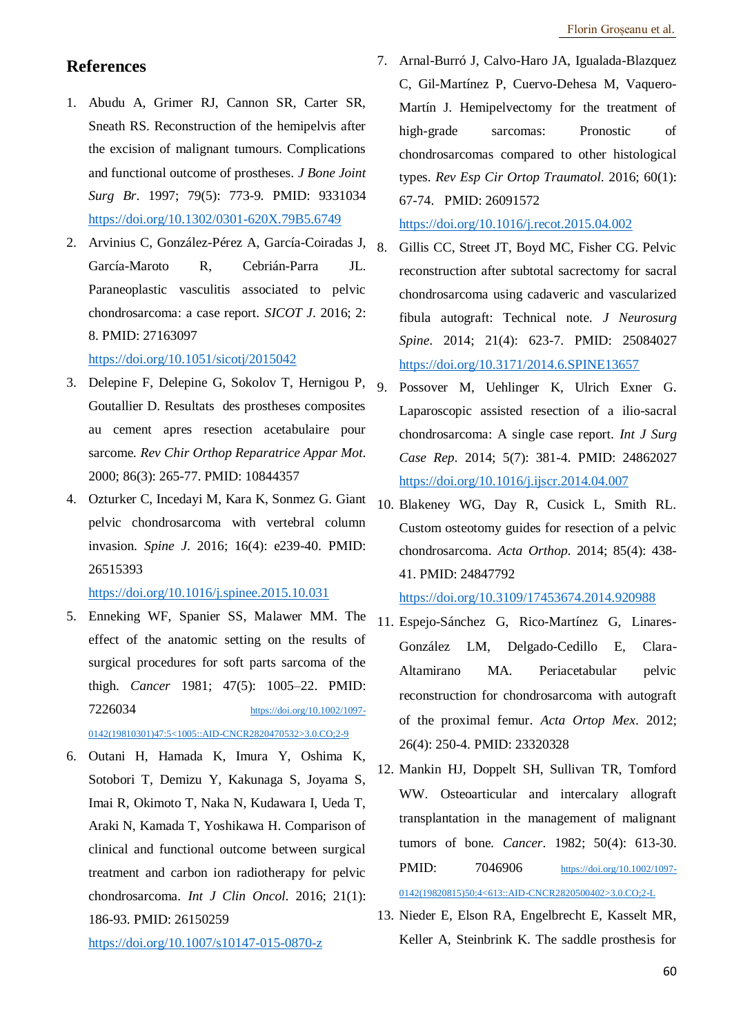## References

1. Abudu A, Grimer RJ, Cannon SR, Carter SR, Sneath RS. Reconstruction of the hemipelvis after the excision of malignant tumours. Complications and functional outcome of prostheses. *J Bone Joint Surg Br*. 1997; 79(5): 773-9. PMID: 9331034 https://doi.org/10.1302/0301-620X.79B5.6749
2. Arvinius C, González-Pérez A, García-Coiradas J, García-Maroto R, Cebrián-Parra JL. Paraneoplastic vasculitis associated to pelvic chondrosarcoma: a case report. *SICOT J*. 2016; 2: 8. PMID: 27163097 https://doi.org/10.1051/sicotj/2015042
3. Delepine F, Delepine G, Sokolov T, Hernigou P, Goutallier D. Resultats des protheses composites au cement apres resection acetabulaire pour sarcome. *Rev Chir Orthop Reparatrice Appar Mot*. 2000; 86(3): 265-77. PMID: 10844357
4. Ozturker C, Incedayi M, Kara K, Sonmez G. Giant pelvic chondrosarcoma with vertebral column invasion. *Spine J*. 2016; 16(4): e239-40. PMID: 26515393 https://doi.org/10.1016/j.spinee.2015.10.031
5. Enneking WF, Spanier SS, Malawer MM. The effect of the anatomic setting on the results of surgical procedures for soft parts sarcoma of the thigh. *Cancer* 1981; 47(5): 1005–22. PMID: 7226034 https://doi.org/10.1002/1097-0142(19810301)47:5<1005::AID-CNCR2820470532>3.0.CO;2-9
6. Outani H, Hamada K, Imura Y, Oshima K, Sotobori T, Demizu Y, Kakunaga S, Joyama S, Imai R, Okimoto T, Naka N, Kudawara I, Ueda T, Araki N, Kamada T, Yoshikawa H. Comparison of clinical and functional outcome between surgical treatment and carbon ion radiotherapy for pelvic chondrosarcoma. *Int J Clin Oncol*. 2016; 21(1): 186-93. PMID: 26150259 https://doi.org/10.1007/s10147-015-0870-z
7. Arnal-Burró J, Calvo-Haro JA, Igualada-Blazquez C, Gil-Martínez P, Cuervo-Dehesa M, Vaquero-Martín J. Hemipelvectomy for the treatment of high-grade sarcomas: Pronostic of chondrosarcomas compared to other histological types. *Rev Esp Cir Ortop Traumatol*. 2016; 60(1): 67-74. PMID: 26091572 https://doi.org/10.1016/j.recot.2015.04.002
8. Gillis CC, Street JT, Boyd MC, Fisher CG. Pelvic reconstruction after subtotal sacrectomy for sacral chondrosarcoma using cadaveric and vascularized fibula autograft: Technical note. *J Neurosurg Spine*. 2014; 21(4): 623-7. PMID: 25084027 https://doi.org/10.3171/2014.6.SPINE13657
9. Possover M, Uehlinger K, Ulrich Exner G. Laparoscopic assisted resection of a ilio-sacral chondrosarcoma: A single case report. *Int J Surg Case Rep*. 2014; 5(7): 381-4. PMID: 24862027 https://doi.org/10.1016/j.ijscr.2014.04.007
10. Blakeney WG, Day R, Cusick L, Smith RL. Custom osteotomy guides for resection of a pelvic chondrosarcoma. *Acta Orthop*. 2014; 85(4): 438-41. PMID: 24847792 https://doi.org/10.3109/17453674.2014.920988
11. Espejo-Sánchez G, Rico-Martínez G, Linares-González LM, Delgado-Cedillo E, Clara-Altamirano MA. Periacetabular pelvic reconstruction for chondrosarcoma with autograft of the proximal femur. *Acta Ortop Mex*. 2012; 26(4): 250-4. PMID: 23320328
12. Mankin HJ, Doppelt SH, Sullivan TR, Tomford WW. Osteoarticular and intercalary allograft transplantation in the management of malignant tumors of bone. *Cancer*. 1982; 50(4): 613-30. PMID: 7046906 https://doi.org/10.1002/1097-0142(19820815)50:4<613::AID-CNCR2820500402>3.0.CO;2-L
13. Nieder E, Elson RA, Engelbrecht E, Kasselt MR, Keller A, Steinbrink K. The saddle prosthesis for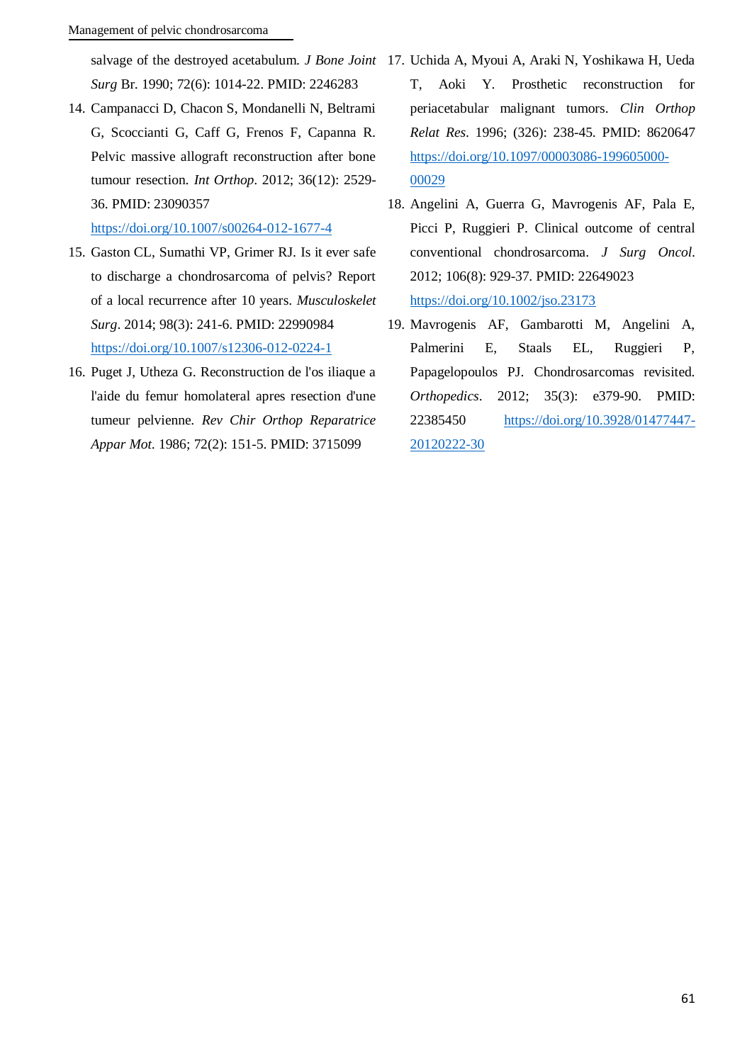salvage of the destroyed acetabulum. *J Bone Joint Surg* Br. 1990; 72(6): 1014-22. PMID: 2246283

14. Campanacci D, Chacon S, Mondanelli N, Beltrami G, Scoccianti G, Caff G, Frenos F, Capanna R. Pelvic massive allograft reconstruction after bone tumour resection. *Int Orthop*. 2012; 36(12): 2529-36. PMID: 23090357 https://doi.org/10.1007/s00264-012-1677-4
15. Gaston CL, Sumathi VP, Grimer RJ. Is it ever safe to discharge a chondrosarcoma of pelvis? Report of a local recurrence after 10 years. *Musculoskelet Surg*. 2014; 98(3): 241-6. PMID: 22990984 https://doi.org/10.1007/s12306-012-0224-1
16. Puget J, Utheza G. Reconstruction de l'os iliaque a l'aide du femur homolateral apres resection d'une tumeur pelvienne. *Rev Chir Orthop Reparatrice Appar Mot*. 1986; 72(2): 151-5. PMID: 3715099
17. Uchida A, Myoui A, Araki N, Yoshikawa H, Ueda T, Aoki Y. Prosthetic reconstruction for periacetabular malignant tumors. *Clin Orthop Relat Res*. 1996; (326): 238-45. PMID: 8620647 https://doi.org/10.1097/00003086-199605000-00029
18. Angelini A, Guerra G, Mavrogenis AF, Pala E, Picci P, Ruggieri P. Clinical outcome of central conventional chondrosarcoma. *J Surg Oncol*. 2012; 106(8): 929-37. PMID: 22649023 https://doi.org/10.1002/jso.23173
19. Mavrogenis AF, Gambarotti M, Angelini A, Palmerini E, Staals EL, Ruggieri P, Papagelopoulos PJ. Chondrosarcomas revisited. *Orthopedics*. 2012; 35(3): e379-90. PMID: 22385450 https://doi.org/10.3928/01477447-20120222-30